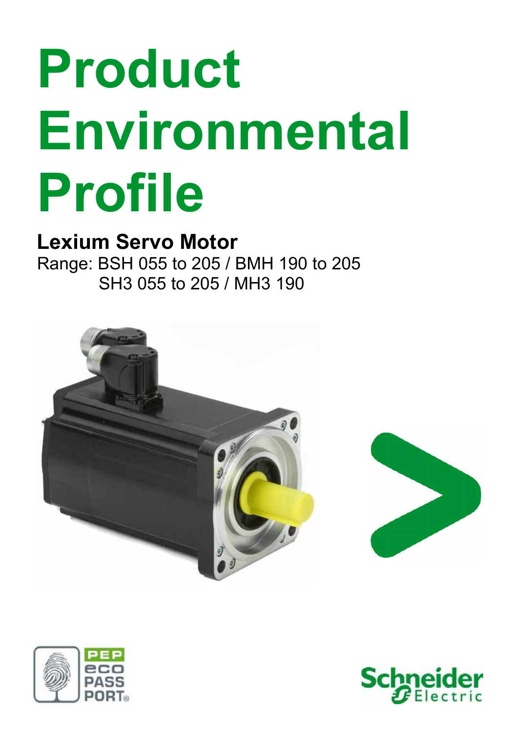# Product Environmental Profile

## Lexium Servo Motor

Range: BSH 055 to 205 / BMH 190 to 205
SH3 055 to 205 / MH3 190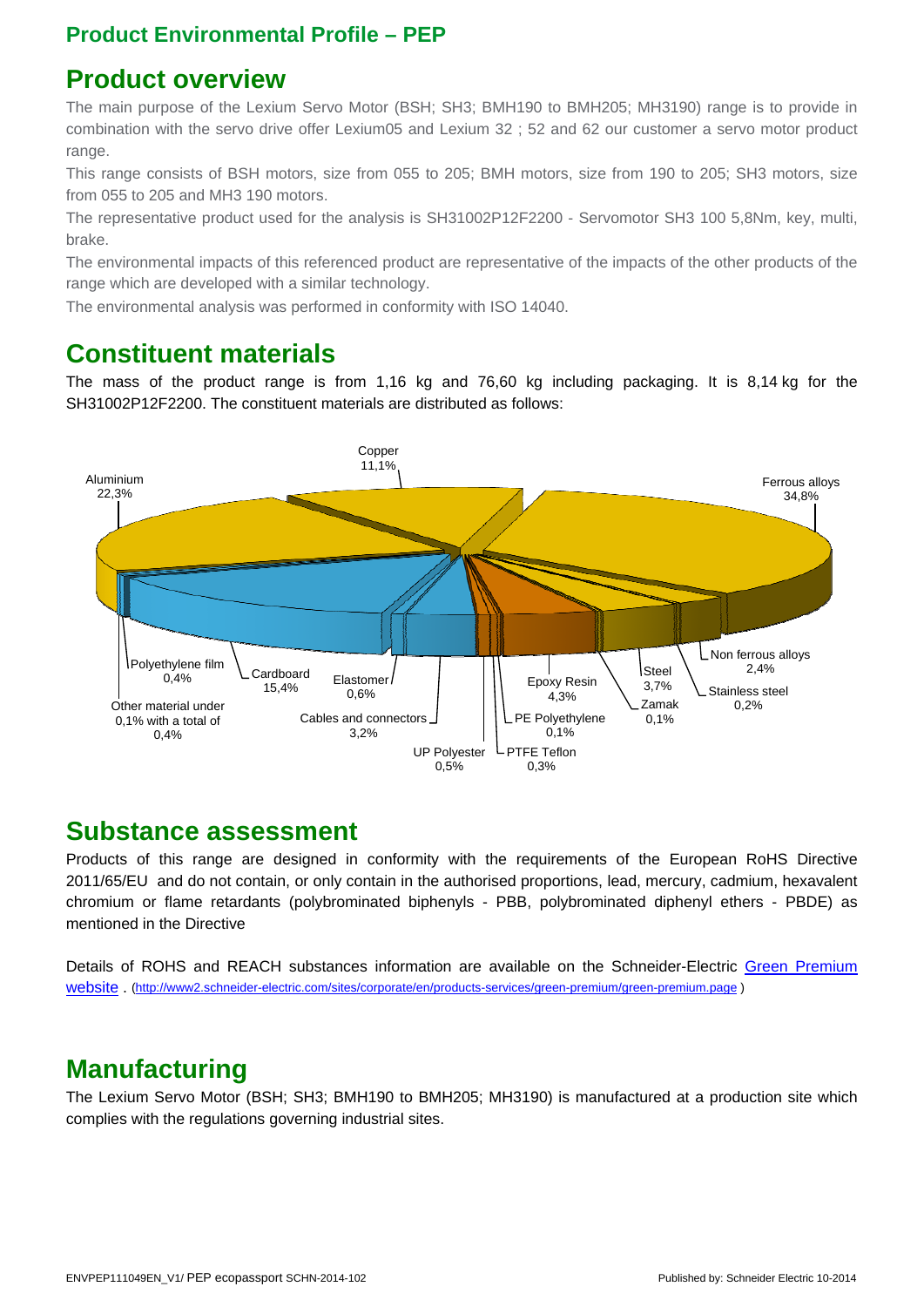## Product Environmental Profile – PEP

# Product overview

The main purpose of the Lexium Servo Motor (BSH; SH3; BMH190 to BMH205; MH3190) range is to provide in combination with the servo drive offer Lexium05 and Lexium 32 ; 52 and 62 our customer a servo motor product range.

This range consists of BSH motors, size from 055 to 205; BMH motors, size from 190 to 205; SH3 motors, size from 055 to 205 and MH3 190 motors.

The representative product used for the analysis is SH31002P12F2200 - Servomotor SH3 100 5,8Nm, key, multi, brake.

The environmental impacts of this referenced product are representative of the impacts of the other products of the range which are developed with a similar technology.

The environmental analysis was performed in conformity with ISO 14040.

# Constituent materials

The mass of the product range is from 1,16 kg and 76,60 kg including packaging. It is 8,14 kg for the SH31002P12F2200. The constituent materials are distributed as follows:

Copper 11,1%
Aluminium 22,3%
Ferrous alloys 34,8%
Polyethylene film 0,4%
Cardboard 15,4%
Elastomer 0,6%
Epoxy Resin 4,3%
Steel 3,7%
Non ferrous alloys 2,4%
Stainless steel 0,2%
Zamak 0,1%
Other material under 0,1% with a total of 0,4%
Cables and connectors 3,2%
PE Polyethylene 0,1%
UP Polyester 0,5%
PTFE Teflon 0,3%

# Substance assessment

Products of this range are designed in conformity with the requirements of the European RoHS Directive 2011/65/EU and do not contain, or only contain in the authorised proportions, lead, mercury, cadmium, hexavalent chromium or flame retardants (polybrominated biphenyls - PBB, polybrominated diphenyl ethers - PBDE) as mentioned in the Directive

Details of ROHS and REACH substances information are available on the Schneider-Electric Green Premium website . (http://www2.schneider-electric.com/sites/corporate/en/products-services/green-premium/green-premium.page )

# Manufacturing

The Lexium Servo Motor (BSH; SH3; BMH190 to BMH205; MH3190) is manufactured at a production site which complies with the regulations governing industrial sites.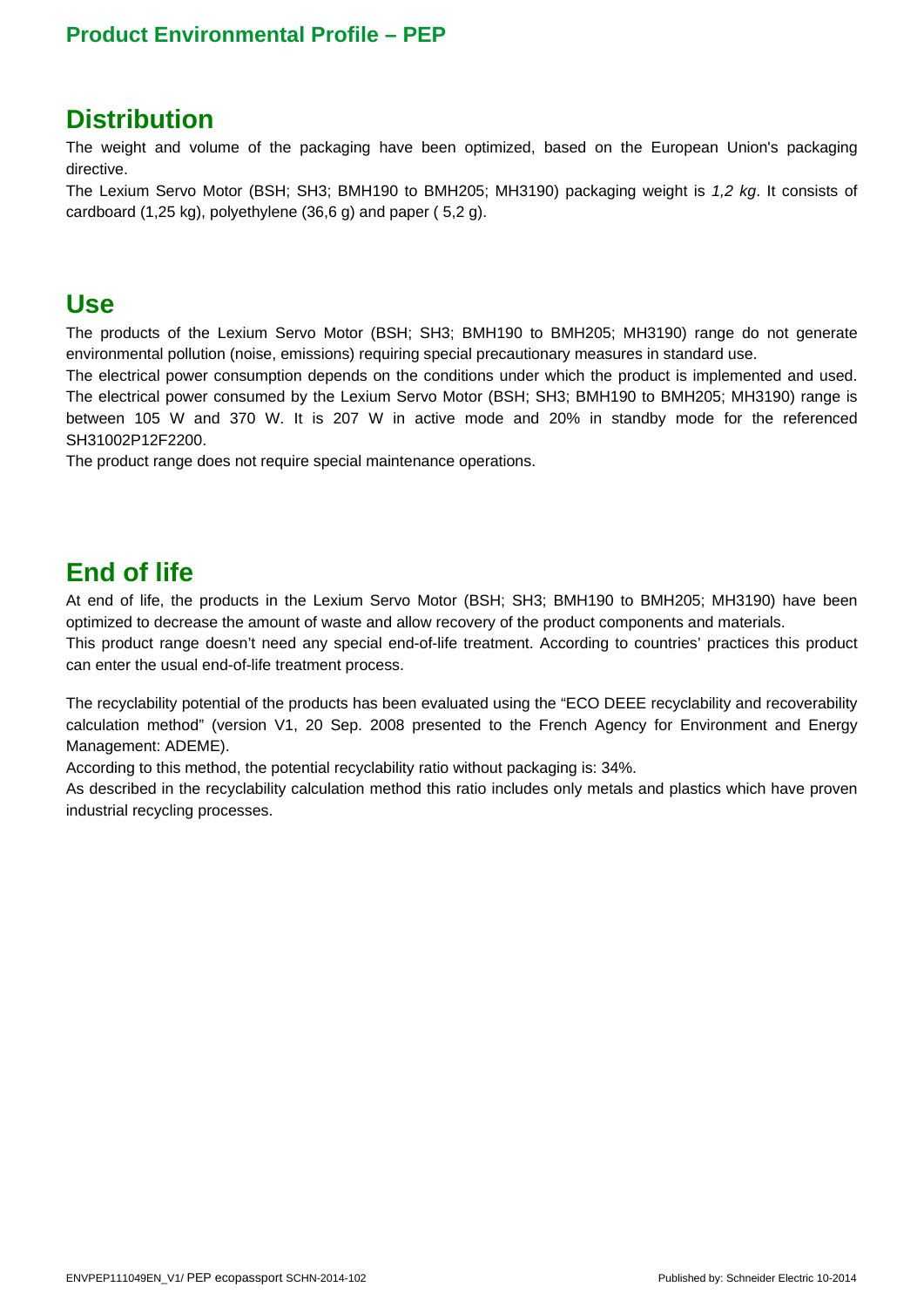## Distribution

The weight and volume of the packaging have been optimized, based on the European Union's packaging directive.

The Lexium Servo Motor (BSH; SH3; BMH190 to BMH205; MH3190) packaging weight is *1,2 kg*. It consists of cardboard (1,25 kg), polyethylene (36,6 g) and paper ( 5,2 g).

## Use

The products of the Lexium Servo Motor (BSH; SH3; BMH190 to BMH205; MH3190) range do not generate environmental pollution (noise, emissions) requiring special precautionary measures in standard use.

The electrical power consumption depends on the conditions under which the product is implemented and used. The electrical power consumed by the Lexium Servo Motor (BSH; SH3; BMH190 to BMH205; MH3190) range is between 105 W and 370 W. It is 207 W in active mode and 20% in standby mode for the referenced SH31002P12F2200.

The product range does not require special maintenance operations.

## End of life

At end of life, the products in the Lexium Servo Motor (BSH; SH3; BMH190 to BMH205; MH3190) have been optimized to decrease the amount of waste and allow recovery of the product components and materials.

This product range doesn't need any special end-of-life treatment. According to countries' practices this product can enter the usual end-of-life treatment process.

The recyclability potential of the products has been evaluated using the "ECO DEEE recyclability and recoverability calculation method" (version V1, 20 Sep. 2008 presented to the French Agency for Environment and Energy Management: ADEME).

According to this method, the potential recyclability ratio without packaging is: 34%.

As described in the recyclability calculation method this ratio includes only metals and plastics which have proven industrial recycling processes.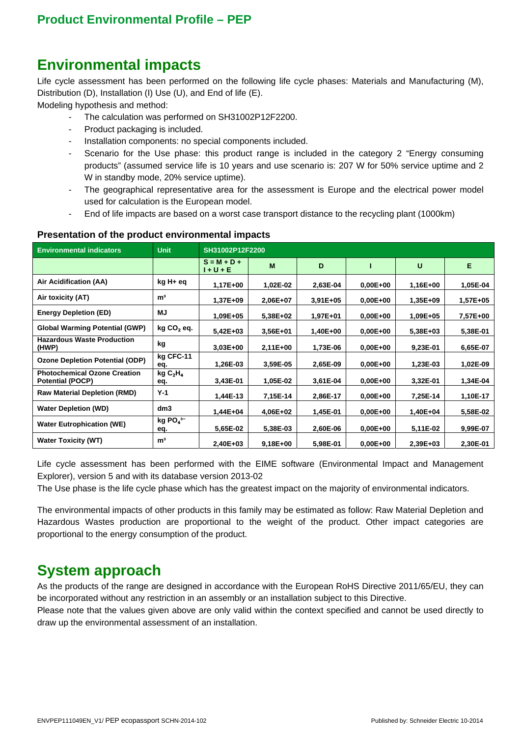## Product Environmental Profile – PEP

# Environmental impacts

Life cycle assessment has been performed on the following life cycle phases: Materials and Manufacturing (M), Distribution (D), Installation (I) Use (U), and End of life (E).

Modeling hypothesis and method:

- The calculation was performed on SH31002P12F2200.
- Product packaging is included.
- Installation components: no special components included.
- Scenario for the Use phase: this product range is included in the category 2 "Energy consuming products" (assumed service life is 10 years and use scenario is: 207 W for 50% service uptime and 2 W in standby mode, 20% service uptime).
- The geographical representative area for the assessment is Europe and the electrical power model used for calculation is the European model.
- End of life impacts are based on a worst case transport distance to the recycling plant (1000km)

### Presentation of the product environmental impacts

| Environmental indicators | Unit | SH31002P12F2200 | | | | | |
|---|---|---|---|---|---|---|---|
| | | S = M + D + I + U + E | M | D | I | U | E |
| Air Acidification (AA) | kg H+ eq | 1,17E+00 | 1,02E-02 | 2,63E-04 | 0,00E+00 | 1,16E+00 | 1,05E-04 |
| Air toxicity (AT) | m³ | 1,37E+09 | 2,06E+07 | 3,91E+05 | 0,00E+00 | 1,35E+09 | 1,57E+05 |
| Energy Depletion (ED) | MJ | 1,09E+05 | 5,38E+02 | 1,97E+01 | 0,00E+00 | 1,09E+05 | 7,57E+00 |
| Global Warming Potential (GWP) | kg $CO_2$ eq. | 5,42E+03 | 3,56E+01 | 1,40E+00 | 0,00E+00 | 5,38E+03 | 5,38E-01 |
| Hazardous Waste Production (HWP) | kg | 3,03E+00 | 2,11E+00 | 1,73E-06 | 0,00E+00 | 9,23E-01 | 6,65E-07 |
| Ozone Depletion Potential (ODP) | kg CFC-11 eq. | 1,26E-03 | 3,59E-05 | 2,65E-09 | 0,00E+00 | 1,23E-03 | 1,02E-09 |
| Photochemical Ozone Creation Potential (POCP) | kg $C_2H_4$ eq. | 3,43E-01 | 1,05E-02 | 3,61E-04 | 0,00E+00 | 3,32E-01 | 1,34E-04 |
| Raw Material Depletion (RMD) | Y-1 | 1,44E-13 | 7,15E-14 | 2,86E-17 | 0,00E+00 | 7,25E-14 | 1,10E-17 |
| Water Depletion (WD) | dm3 | 1,44E+04 | 4,06E+02 | 1,45E-01 | 0,00E+00 | 1,40E+04 | 5,58E-02 |
| Water Eutrophication (WE) | kg $PO_4^{3-}$ eq. | 5,65E-02 | 5,38E-03 | 2,60E-06 | 0,00E+00 | 5,11E-02 | 9,99E-07 |
| Water Toxicity (WT) | m³ | 2,40E+03 | 9,18E+00 | 5,98E-01 | 0,00E+00 | 2,39E+03 | 2,30E-01 |

Life cycle assessment has been performed with the EIME software (Environmental Impact and Management Explorer), version 5 and with its database version 2013-02

The Use phase is the life cycle phase which has the greatest impact on the majority of environmental indicators.

The environmental impacts of other products in this family may be estimated as follow: Raw Material Depletion and Hazardous Wastes production are proportional to the weight of the product. Other impact categories are proportional to the energy consumption of the product.

# System approach

As the products of the range are designed in accordance with the European RoHS Directive 2011/65/EU, they can be incorporated without any restriction in an assembly or an installation subject to this Directive.

Please note that the values given above are only valid within the context specified and cannot be used directly to draw up the environmental assessment of an installation.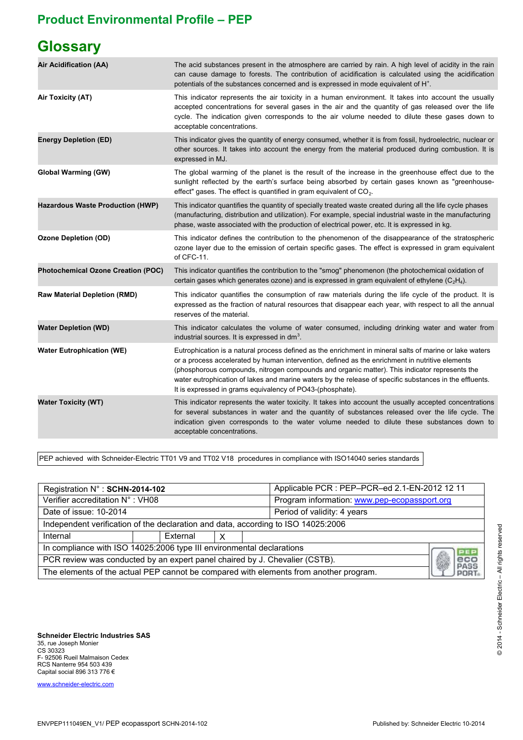## Product Environmental Profile – PEP

# Glossary

| | |
|---|---|
| **Air Acidification (AA)** | The acid substances present in the atmosphere are carried by rain. A high level of acidity in the rain can cause damage to forests. The contribution of acidification is calculated using the acidification potentials of the substances concerned and is expressed in mode equivalent of $H^+$. |
| **Air Toxicity (AT)** | This indicator represents the air toxicity in a human environment. It takes into account the usually accepted concentrations for several gases in the air and the quantity of gas released over the life cycle. The indication given corresponds to the air volume needed to dilute these gases down to acceptable concentrations. |
| **Energy Depletion (ED)** | This indicator gives the quantity of energy consumed, whether it is from fossil, hydroelectric, nuclear or other sources. It takes into account the energy from the material produced during combustion. It is expressed in MJ. |
| **Global Warming (GW)** | The global warming of the planet is the result of the increase in the greenhouse effect due to the sunlight reflected by the earth's surface being absorbed by certain gases known as "greenhouse-effect" gases. The effect is quantified in gram equivalent of $CO_2$. |
| **Hazardous Waste Production (HWP)** | This indicator quantifies the quantity of specially treated waste created during all the life cycle phases (manufacturing, distribution and utilization). For example, special industrial waste in the manufacturing phase, waste associated with the production of electrical power, etc. It is expressed in kg. |
| **Ozone Depletion (OD)** | This indicator defines the contribution to the phenomenon of the disappearance of the stratospheric ozone layer due to the emission of certain specific gases. The effect is expressed in gram equivalent of CFC-11. |
| **Photochemical Ozone Creation (POC)** | This indicator quantifies the contribution to the "smog" phenomenon (the photochemical oxidation of certain gases which generates ozone) and is expressed in gram equivalent of ethylene ($C_2H_4$). |
| **Raw Material Depletion (RMD)** | This indicator quantifies the consumption of raw materials during the life cycle of the product. It is expressed as the fraction of natural resources that disappear each year, with respect to all the annual reserves of the material. |
| **Water Depletion (WD)** | This indicator calculates the volume of water consumed, including drinking water and water from industrial sources. It is expressed in $dm^3$. |
| **Water Eutrophication (WE)** | Eutrophication is a natural process defined as the enrichment in mineral salts of marine or lake waters or a process accelerated by human intervention, defined as the enrichment in nutritive elements (phosphorous compounds, nitrogen compounds and organic matter). This indicator represents the water eutrophication of lakes and marine waters by the release of specific substances in the effluents. It is expressed in grams equivalency of PO43-(phosphate). |
| **Water Toxicity (WT)** | This indicator represents the water toxicity. It takes into account the usually accepted concentrations for several substances in water and the quantity of substances released over the life cycle. The indication given corresponds to the water volume needed to dilute these substances down to acceptable concentrations. |

PEP achieved with Schneider-Electric TT01 V9 and TT02 V18 procedures in compliance with ISO14040 series standards

| | | | | |
|---|---|---|---|---|
| Registration N° : **SCHN-2014-102** | | | | Applicable PCR : PEP–PCR–ed 2.1-EN-2012 12 11 |
| Verifier accreditation N° : VH08 | | | | Program information: www.pep-ecopassport.org |
| Date of issue: 10-2014 | | | | Period of validity: 4 years |
| Independent verification of the declaration and data, according to ISO 14025:2006 | | | | |
| Internal | | External | X | |
| In compliance with ISO 14025:2006 type III environmental declarations | | | | |
| PCR review was conducted by an expert panel chaired by J. Chevalier (CSTB). | | | | |
| The elements of the actual PEP cannot be compared with elements from another program. | | | | |

**Schneider Electric Industries SAS**
35, rue Joseph Monier
CS 30323
F- 92506 Rueil Malmaison Cedex
RCS Nanterre 954 503 439
Capital social 896 313 776 €

www.schneider-electric.com

© 2014 - Schneider Electric – All rights reserved

ENVPEP111049EN_V1/ PEP ecopassport SCHN-2014-102

Published by: Schneider Electric 10-2014